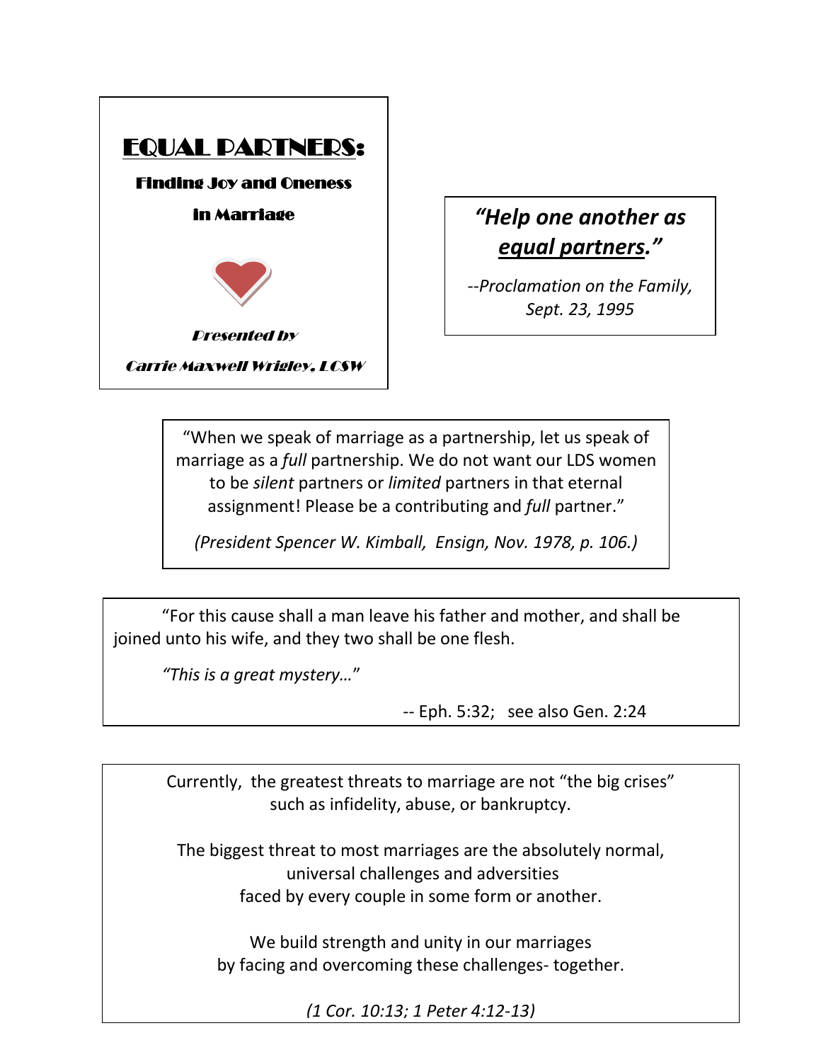# EQUAL PARTNERS:

### Finding Joy and Oneness in Marriage

*Presented by*

*Carrie Maxwell Wrigley, LCSW*

> ***"Help one another as <u>equal partners</u>."***
>
> *--Proclamation on the Family, Sept. 23, 1995*

"When we speak of marriage as a partnership, let us speak of marriage as a *full* partnership. We do not want our LDS women to be *silent* partners or *limited* partners in that eternal assignment! Please be a contributing and *full* partner."

*(President Spencer W. Kimball, Ensign, Nov. 1978, p. 106.)*

"For this cause shall a man leave his father and mother, and shall be joined unto his wife, and they two shall be one flesh.

*"This is a great mystery…*"

-- Eph. 5:32; see also Gen. 2:24

Currently, the greatest threats to marriage are not "the big crises" such as infidelity, abuse, or bankruptcy.

The biggest threat to most marriages are the absolutely normal, universal challenges and adversities faced by every couple in some form or another.

We build strength and unity in our marriages by facing and overcoming these challenges- together.

*(1 Cor. 10:13; 1 Peter 4:12-13)*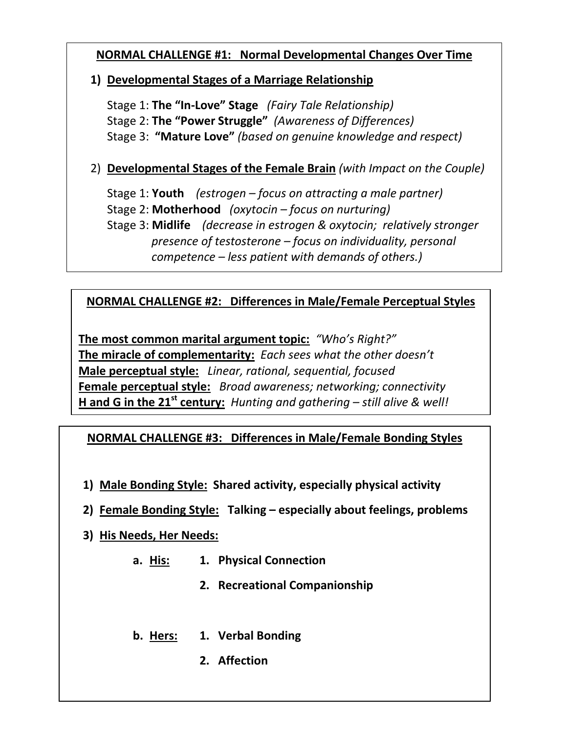## NORMAL CHALLENGE #1: Normal Developmental Changes Over Time

1) **Developmental Stages of a Marriage Relationship**

   Stage 1: **The "In-Love" Stage** *(Fairy Tale Relationship)*
   Stage 2: **The "Power Struggle"** *(Awareness of Differences)*
   Stage 3: **"Mature Love"** *(based on genuine knowledge and respect)*

2) **Developmental Stages of the Female Brain** *(with Impact on the Couple)*

   Stage 1: **Youth** *(estrogen – focus on attracting a male partner)*
   Stage 2: **Motherhood** *(oxytocin – focus on nurturing)*
   Stage 3: **Midlife** *(decrease in estrogen & oxytocin; relatively stronger presence of testosterone – focus on individuality, personal competence – less patient with demands of others.)*

## NORMAL CHALLENGE #2: Differences in Male/Female Perceptual Styles

**The most common marital argument topic:** *"Who's Right?"*
**The miracle of complementarity:** *Each sees what the other doesn't*
**Male perceptual style:** *Linear, rational, sequential, focused*
**Female perceptual style:** *Broad awareness; networking; connectivity*
**H and G in the 21st century:** *Hunting and gathering – still alive & well!*

## NORMAL CHALLENGE #3: Differences in Male/Female Bonding Styles

1) **Male Bonding Style: Shared activity, especially physical activity**
2) **Female Bonding Style: Talking – especially about feelings, problems**
3) **His Needs, Her Needs:**
   a. **His:**
      1. **Physical Connection**
      2. **Recreational Companionship**

   b. **Hers:**
      1. **Verbal Bonding**
      2. **Affection**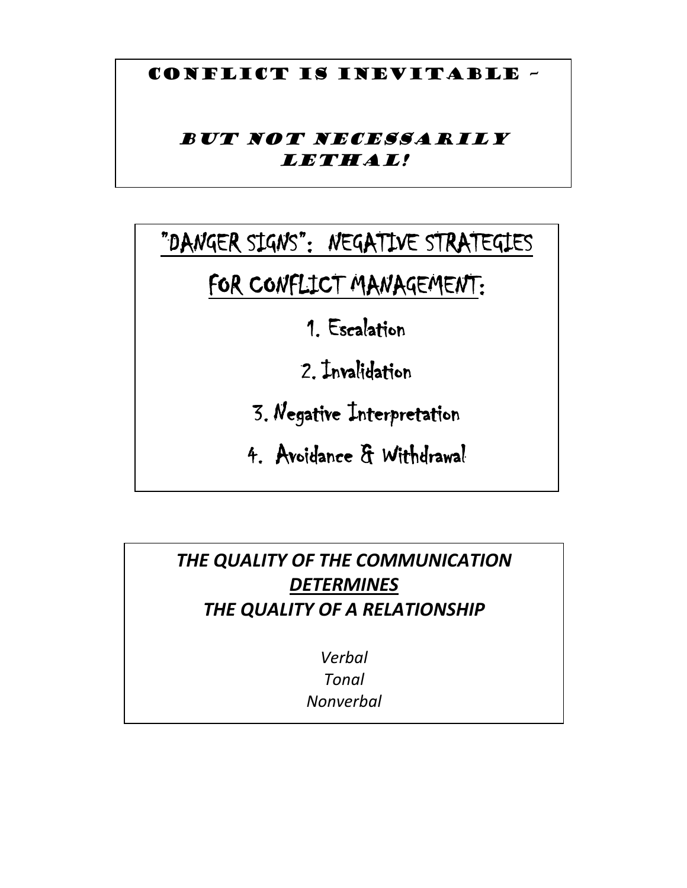## CONFLICT IS INEVITABLE –

***BUT NOT NECESSARILY LETHAL!***

## "DANGER SIGNS": NEGATIVE STRATEGIES FOR CONFLICT MANAGEMENT:

1. Escalation
2. Invalidation
3. Negative Interpretation
4. Avoidance & Withdrawal

***THE QUALITY OF THE COMMUNICATION DETERMINES THE QUALITY OF A RELATIONSHIP***

*Verbal*
*Tonal*
*Nonverbal*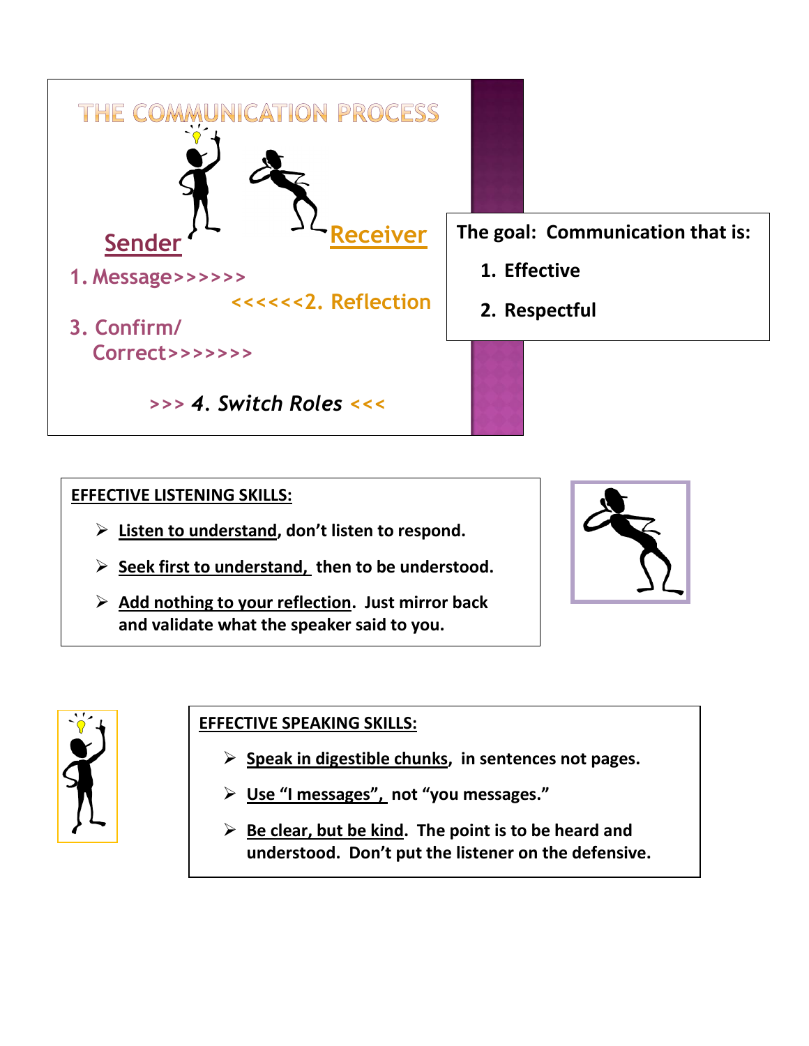## THE COMMUNICATION PROCESS

**Sender** **Receiver**

1. Message>>>>>>

<<<<<<2. Reflection

3. Confirm/
   Correct>>>>>>>

>>> *4. Switch Roles* <<<

**The goal: Communication that is:**

1. **Effective**
2. **Respectful**

**EFFECTIVE LISTENING SKILLS:**

- **Listen to understand, don't listen to respond.**
- **Seek first to understand, then to be understood.**
- **Add nothing to your reflection. Just mirror back and validate what the speaker said to you.**

**EFFECTIVE SPEAKING SKILLS:**

- **Speak in digestible chunks, in sentences not pages.**
- **Use "I messages", not "you messages."**
- **Be clear, but be kind. The point is to be heard and understood. Don't put the listener on the defensive.**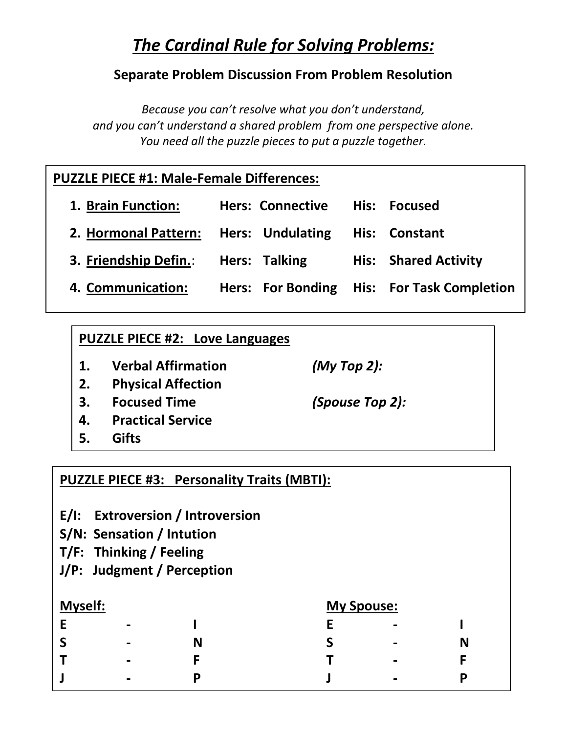# ***The Cardinal Rule for Solving Problems:***

### Separate Problem Discussion From Problem Resolution

*Because you can't resolve what you don't understand,*
*and you can't understand a shared problem from one perspective alone.*
*You need all the puzzle pieces to put a puzzle together.*

**PUZZLE PIECE #1: Male-Female Differences:**

| | Hers | His |
|---|---|---|
| 1. **Brain Function:** | **Hers: Connective** | **His: Focused** |
| 2. **Hormonal Pattern:** | **Hers: Undulating** | **His: Constant** |
| 3. **Friendship Defin.:** | **Hers: Talking** | **His: Shared Activity** |
| 4. **Communication:** | **Hers: For Bonding** | **His: For Task Completion** |

**PUZZLE PIECE #2: Love Languages**

1. **Verbal Affirmation**
2. **Physical Affection**
3. **Focused Time**
4. **Practical Service**
5. **Gifts**

***(My Top 2):***

***(Spouse Top 2):***

**PUZZLE PIECE #3: Personality Traits (MBTI):**

**E/I: Extroversion / Introversion**
**S/N: Sensation / Intution**
**T/F: Thinking / Feeling**
**J/P: Judgment / Perception**

| **Myself:** | | | **My Spouse:** | | |
|---|---|---|---|---|---|
| **E** | **-** | **I** | **E** | **-** | **I** |
| **S** | **-** | **N** | **S** | **-** | **N** |
| **T** | **-** | **F** | **T** | **-** | **F** |
| **J** | **-** | **P** | **J** | **-** | **P** |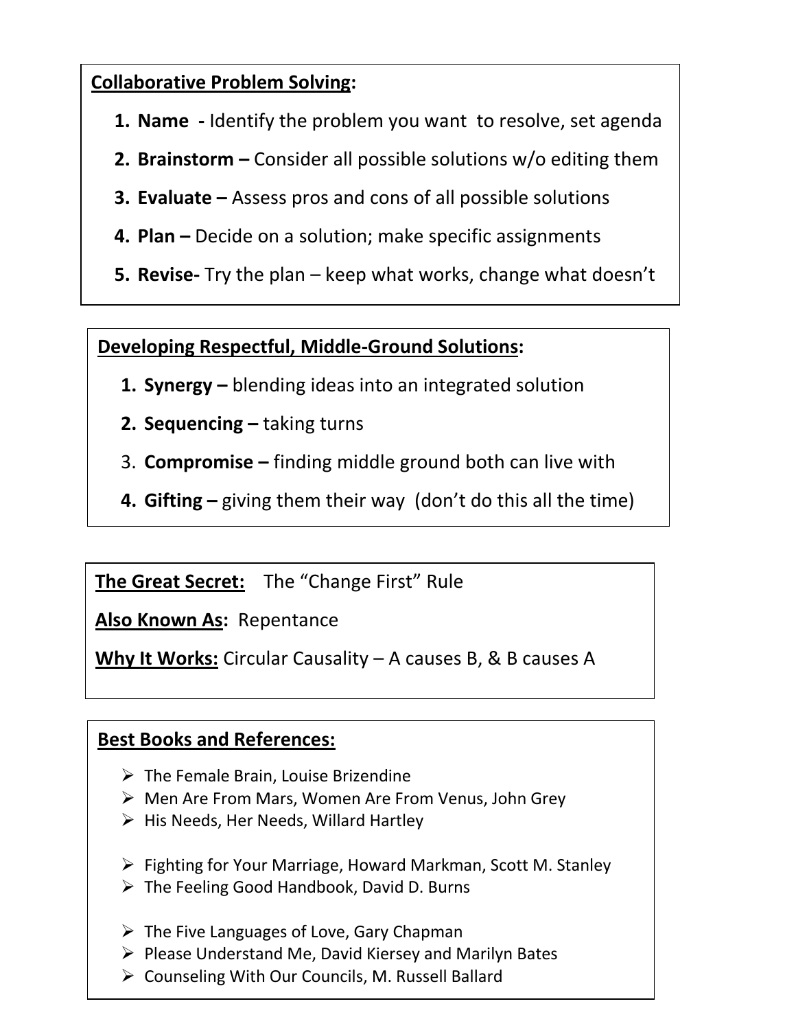**Collaborative Problem Solving:**

1. **Name -** Identify the problem you want to resolve, set agenda
2. **Brainstorm –** Consider all possible solutions w/o editing them
3. **Evaluate –** Assess pros and cons of all possible solutions
4. **Plan –** Decide on a solution; make specific assignments
5. **Revise-** Try the plan – keep what works, change what doesn't

**Developing Respectful, Middle-Ground Solutions:**

1. **Synergy –** blending ideas into an integrated solution
2. **Sequencing –** taking turns
3. **Compromise –** finding middle ground both can live with
4. **Gifting –** giving them their way (don't do this all the time)

**The Great Secret:** The "Change First" Rule

**Also Known As:** Repentance

**Why It Works:** Circular Causality – A causes B, & B causes A

**Best Books and References:**

- The Female Brain, Louise Brizendine
- Men Are From Mars, Women Are From Venus, John Grey
- His Needs, Her Needs, Willard Hartley

- Fighting for Your Marriage, Howard Markman, Scott M. Stanley
- The Feeling Good Handbook, David D. Burns

- The Five Languages of Love, Gary Chapman
- Please Understand Me, David Kiersey and Marilyn Bates
- Counseling With Our Councils, M. Russell Ballard